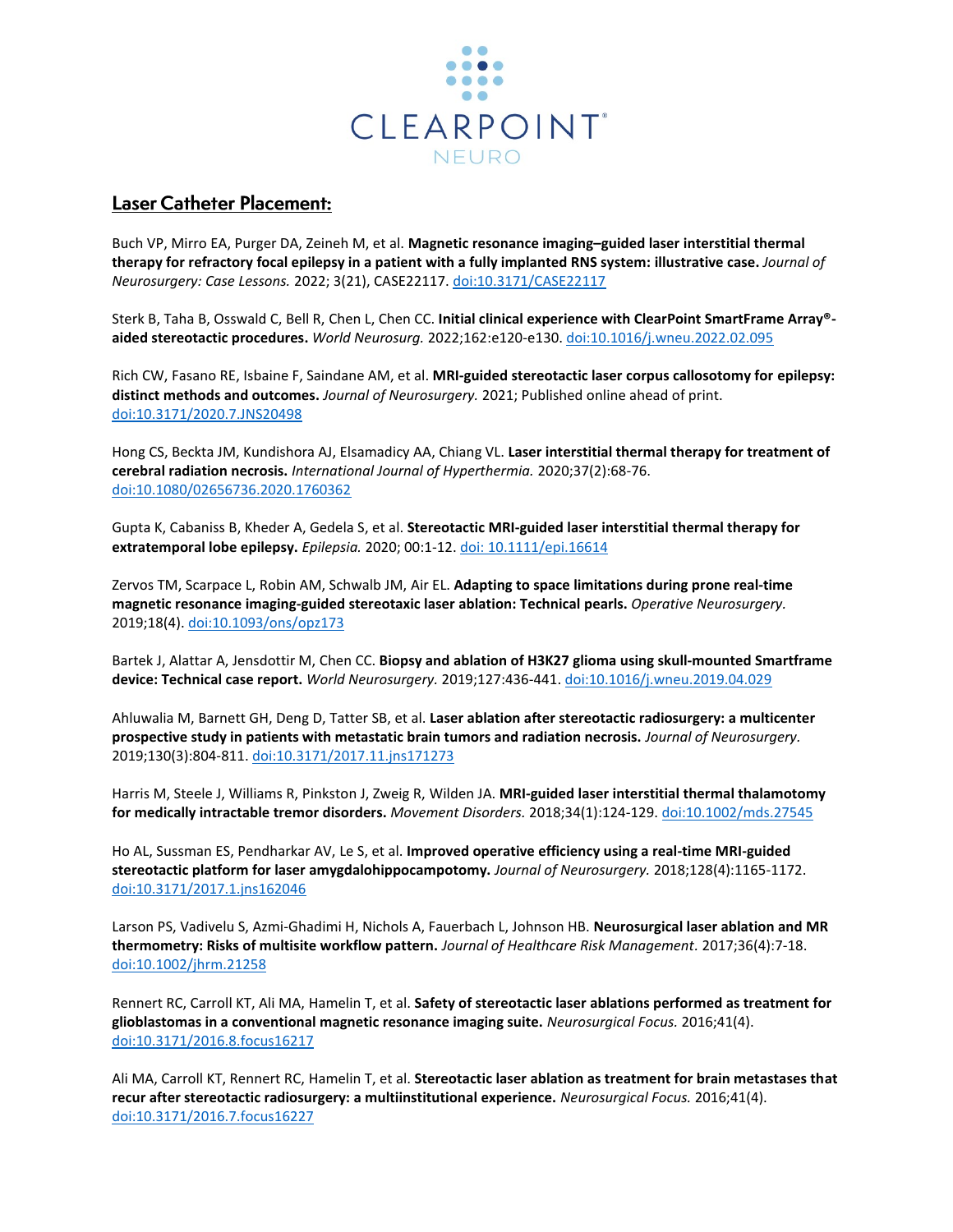## Laser Catheter Placement:

Buch VP, Mirro EA, Purger DA, Zeineh M, et al. **Magnetic resonance imaging–guided laser interstitial thermal therapy for refractory focal epilepsy in a patient with a fully implanted RNS system: illustrative case.** *Journal of Neurosurgery: Case Lessons.* 2022; 3(21), CASE22117. doi:10.3171/CASE22117

Sterk B, Taha B, Osswald C, Bell R, Chen L, Chen CC. **Initial clinical experience with ClearPoint SmartFrame Array®-aided stereotactic procedures.** *World Neurosurg.* 2022;162:e120-e130. doi:10.1016/j.wneu.2022.02.095

Rich CW, Fasano RE, Isbaine F, Saindane AM, et al. **MRI-guided stereotactic laser corpus callosotomy for epilepsy: distinct methods and outcomes.** *Journal of Neurosurgery.* 2021; Published online ahead of print. doi:10.3171/2020.7.JNS20498

Hong CS, Beckta JM, Kundishora AJ, Elsamadicy AA, Chiang VL. **Laser interstitial thermal therapy for treatment of cerebral radiation necrosis.** *International Journal of Hyperthermia.* 2020;37(2):68-76. doi:10.1080/02656736.2020.1760362

Gupta K, Cabaniss B, Kheder A, Gedela S, et al. **Stereotactic MRI-guided laser interstitial thermal therapy for extratemporal lobe epilepsy.** *Epilepsia.* 2020; 00:1-12. doi: 10.1111/epi.16614

Zervos TM, Scarpace L, Robin AM, Schwalb JM, Air EL. **Adapting to space limitations during prone real-time magnetic resonance imaging-guided stereotaxic laser ablation: Technical pearls.** *Operative Neurosurgery.* 2019;18(4). doi:10.1093/ons/opz173

Bartek J, Alattar A, Jensdottir M, Chen CC. **Biopsy and ablation of H3K27 glioma using skull-mounted Smartframe device: Technical case report.** *World Neurosurgery.* 2019;127:436-441. doi:10.1016/j.wneu.2019.04.029

Ahluwalia M, Barnett GH, Deng D, Tatter SB, et al. **Laser ablation after stereotactic radiosurgery: a multicenter prospective study in patients with metastatic brain tumors and radiation necrosis.** *Journal of Neurosurgery.* 2019;130(3):804-811. doi:10.3171/2017.11.jns171273

Harris M, Steele J, Williams R, Pinkston J, Zweig R, Wilden JA. **MRI-guided laser interstitial thermal thalamotomy for medically intractable tremor disorders.** *Movement Disorders.* 2018;34(1):124-129. doi:10.1002/mds.27545

Ho AL, Sussman ES, Pendharkar AV, Le S, et al. **Improved operative efficiency using a real-time MRI-guided stereotactic platform for laser amygdalohippocampotomy.** *Journal of Neurosurgery.* 2018;128(4):1165-1172. doi:10.3171/2017.1.jns162046

Larson PS, Vadivelu S, Azmi-Ghadimi H, Nichols A, Fauerbach L, Johnson HB. **Neurosurgical laser ablation and MR thermometry: Risks of multisite workflow pattern.** *Journal of Healthcare Risk Management.* 2017;36(4):7-18. doi:10.1002/jhrm.21258

Rennert RC, Carroll KT, Ali MA, Hamelin T, et al. **Safety of stereotactic laser ablations performed as treatment for glioblastomas in a conventional magnetic resonance imaging suite.** *Neurosurgical Focus.* 2016;41(4). doi:10.3171/2016.8.focus16217

Ali MA, Carroll KT, Rennert RC, Hamelin T, et al. **Stereotactic laser ablation as treatment for brain metastases that recur after stereotactic radiosurgery: a multiinstitutional experience.** *Neurosurgical Focus.* 2016;41(4). doi:10.3171/2016.7.focus16227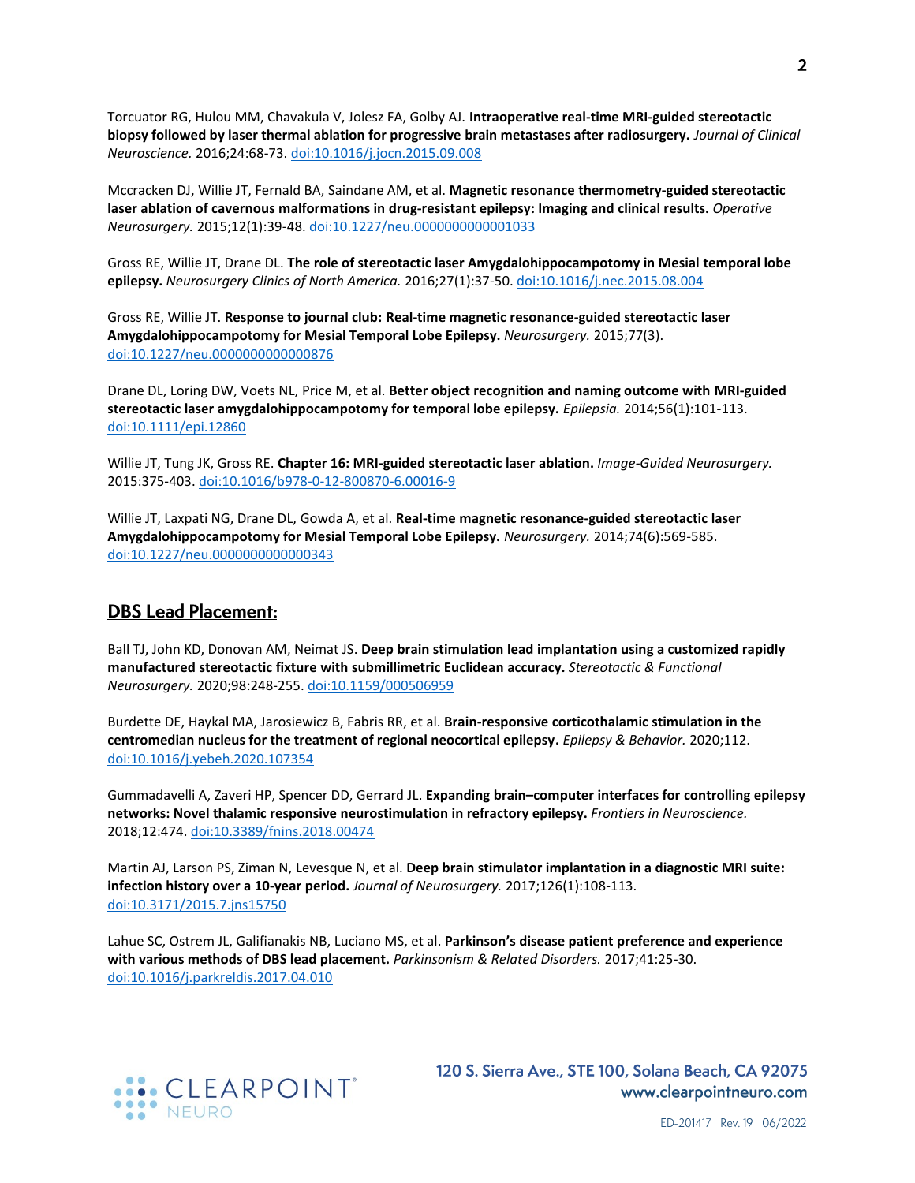Torcuator RG, Hulou MM, Chavakula V, Jolesz FA, Golby AJ. **Intraoperative real-time MRI-guided stereotactic biopsy followed by laser thermal ablation for progressive brain metastases after radiosurgery.** *Journal of Clinical Neuroscience.* 2016;24:68-73. doi:10.1016/j.jocn.2015.09.008

Mccracken DJ, Willie JT, Fernald BA, Saindane AM, et al. **Magnetic resonance thermometry-guided stereotactic laser ablation of cavernous malformations in drug-resistant epilepsy: Imaging and clinical results.** *Operative Neurosurgery.* 2015;12(1):39-48. doi:10.1227/neu.0000000000001033

Gross RE, Willie JT, Drane DL. **The role of stereotactic laser Amygdalohippocampotomy in Mesial temporal lobe epilepsy.** *Neurosurgery Clinics of North America.* 2016;27(1):37-50. doi:10.1016/j.nec.2015.08.004

Gross RE, Willie JT. **Response to journal club: Real-time magnetic resonance-guided stereotactic laser Amygdalohippocampotomy for Mesial Temporal Lobe Epilepsy.** *Neurosurgery.* 2015;77(3). doi:10.1227/neu.0000000000000876

Drane DL, Loring DW, Voets NL, Price M, et al. **Better object recognition and naming outcome with MRI-guided stereotactic laser amygdalohippocampotomy for temporal lobe epilepsy.** *Epilepsia.* 2014;56(1):101-113. doi:10.1111/epi.12860

Willie JT, Tung JK, Gross RE. **Chapter 16: MRI-guided stereotactic laser ablation.** *Image-Guided Neurosurgery.* 2015:375-403. doi:10.1016/b978-0-12-800870-6.00016-9

Willie JT, Laxpati NG, Drane DL, Gowda A, et al. **Real-time magnetic resonance-guided stereotactic laser Amygdalohippocampotomy for Mesial Temporal Lobe Epilepsy.** *Neurosurgery.* 2014;74(6):569-585. doi:10.1227/neu.0000000000000343

## DBS Lead Placement:

Ball TJ, John KD, Donovan AM, Neimat JS. **Deep brain stimulation lead implantation using a customized rapidly manufactured stereotactic fixture with submillimetric Euclidean accuracy.** *Stereotactic & Functional Neurosurgery.* 2020;98:248-255. doi:10.1159/000506959

Burdette DE, Haykal MA, Jarosiewicz B, Fabris RR, et al. **Brain-responsive corticothalamic stimulation in the centromedian nucleus for the treatment of regional neocortical epilepsy.** *Epilepsy & Behavior.* 2020;112. doi:10.1016/j.yebeh.2020.107354

Gummadavelli A, Zaveri HP, Spencer DD, Gerrard JL. **Expanding brain–computer interfaces for controlling epilepsy networks: Novel thalamic responsive neurostimulation in refractory epilepsy.** *Frontiers in Neuroscience.* 2018;12:474. doi:10.3389/fnins.2018.00474

Martin AJ, Larson PS, Ziman N, Levesque N, et al. **Deep brain stimulator implantation in a diagnostic MRI suite: infection history over a 10-year period.** *Journal of Neurosurgery.* 2017;126(1):108-113. doi:10.3171/2015.7.jns15750

Lahue SC, Ostrem JL, Galifianakis NB, Luciano MS, et al. **Parkinson's disease patient preference and experience with various methods of DBS lead placement.** *Parkinsonism & Related Disorders.* 2017;41:25-30. doi:10.1016/j.parkreldis.2017.04.010

CLEARPOINT NEURO

120 S. Sierra Ave., STE 100, Solana Beach, CA 92075
www.clearpointneuro.com

ED-201417 Rev. 19 06/2022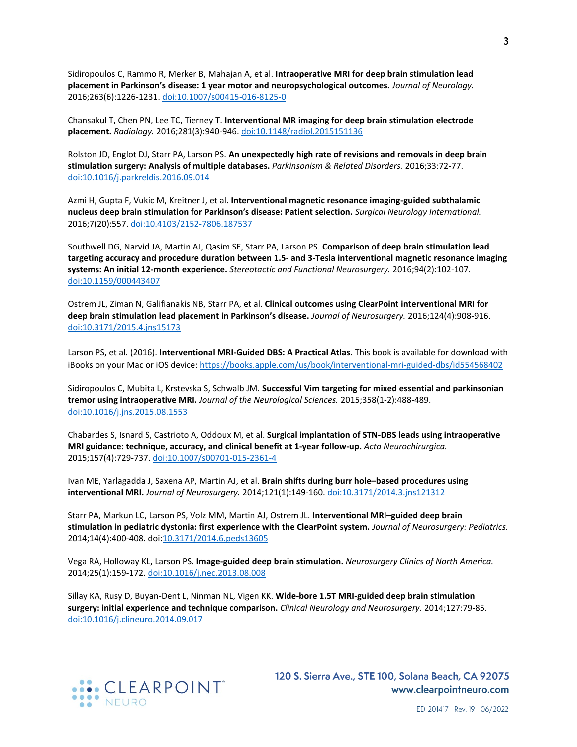Sidiropoulos C, Rammo R, Merker B, Mahajan A, et al. **Intraoperative MRI for deep brain stimulation lead placement in Parkinson's disease: 1 year motor and neuropsychological outcomes.** *Journal of Neurology.* 2016;263(6):1226-1231. [doi:10.1007/s00415-016-8125-0](doi:10.1007/s00415-016-8125-0)

Chansakul T, Chen PN, Lee TC, Tierney T. **Interventional MR imaging for deep brain stimulation electrode placement.** *Radiology.* 2016;281(3):940-946. [doi:10.1148/radiol.2015151136](doi:10.1148/radiol.2015151136)

Rolston JD, Englot DJ, Starr PA, Larson PS. **An unexpectedly high rate of revisions and removals in deep brain stimulation surgery: Analysis of multiple databases.** *Parkinsonism & Related Disorders.* 2016;33:72-77. [doi:10.1016/j.parkreldis.2016.09.014](doi:10.1016/j.parkreldis.2016.09.014)

Azmi H, Gupta F, Vukic M, Kreitner J, et al. **Interventional magnetic resonance imaging-guided subthalamic nucleus deep brain stimulation for Parkinson's disease: Patient selection.** *Surgical Neurology International.* 2016;7(20):557. [doi:10.4103/2152-7806.187537](doi:10.4103/2152-7806.187537)

Southwell DG, Narvid JA, Martin AJ, Qasim SE, Starr PA, Larson PS. **Comparison of deep brain stimulation lead targeting accuracy and procedure duration between 1.5- and 3-Tesla interventional magnetic resonance imaging systems: An initial 12-month experience.** *Stereotactic and Functional Neurosurgery.* 2016;94(2):102-107. [doi:10.1159/000443407](doi:10.1159/000443407)

Ostrem JL, Ziman N, Galifianakis NB, Starr PA, et al. **Clinical outcomes using ClearPoint interventional MRI for deep brain stimulation lead placement in Parkinson's disease.** *Journal of Neurosurgery.* 2016;124(4):908-916. [doi:10.3171/2015.4.jns15173](doi:10.3171/2015.4.jns15173)

Larson PS, et al. (2016). **Interventional MRI-Guided DBS: A Practical Atlas**. This book is available for download with iBooks on your Mac or iOS device: [https://books.apple.com/us/book/interventional-mri-guided-dbs/id554568402](https://books.apple.com/us/book/interventional-mri-guided-dbs/id554568402)

Sidiropoulos C, Mubita L, Krstevska S, Schwalb JM. **Successful Vim targeting for mixed essential and parkinsonian tremor using intraoperative MRI.** *Journal of the Neurological Sciences.* 2015;358(1-2):488-489. [doi:10.1016/j.jns.2015.08.1553](doi:10.1016/j.jns.2015.08.1553)

Chabardes S, Isnard S, Castrioto A, Oddoux M, et al. **Surgical implantation of STN-DBS leads using intraoperative MRI guidance: technique, accuracy, and clinical benefit at 1-year follow-up.** *Acta Neurochirurgica.* 2015;157(4):729-737. [doi:10.1007/s00701-015-2361-4](doi:10.1007/s00701-015-2361-4)

Ivan ME, Yarlagadda J, Saxena AP, Martin AJ, et al. **Brain shifts during burr hole–based procedures using interventional MRI.** *Journal of Neurosurgery.* 2014;121(1):149-160. [doi:10.3171/2014.3.jns121312](doi:10.3171/2014.3.jns121312)

Starr PA, Markun LC, Larson PS, Volz MM, Martin AJ, Ostrem JL. **Interventional MRI–guided deep brain stimulation in pediatric dystonia: first experience with the ClearPoint system.** *Journal of Neurosurgery: Pediatrics.* 2014;14(4):400-408. doi:[10.3171/2014.6.peds13605](10.3171/2014.6.peds13605)

Vega RA, Holloway KL, Larson PS. **Image-guided deep brain stimulation.** *Neurosurgery Clinics of North America.* 2014;25(1):159-172. [doi:10.1016/j.nec.2013.08.008](doi:10.1016/j.nec.2013.08.008)

Sillay KA, Rusy D, Buyan-Dent L, Ninman NL, Vigen KK. **Wide-bore 1.5T MRI-guided deep brain stimulation surgery: initial experience and technique comparison.** *Clinical Neurology and Neurosurgery.* 2014;127:79-85. [doi:10.1016/j.clineuro.2014.09.017](doi:10.1016/j.clineuro.2014.09.017)

CLEARPOINT NEURO

120 S. Sierra Ave., STE 100, Solana Beach, CA 92075
www.clearpointneuro.com

ED-201417 Rev. 19 06/2022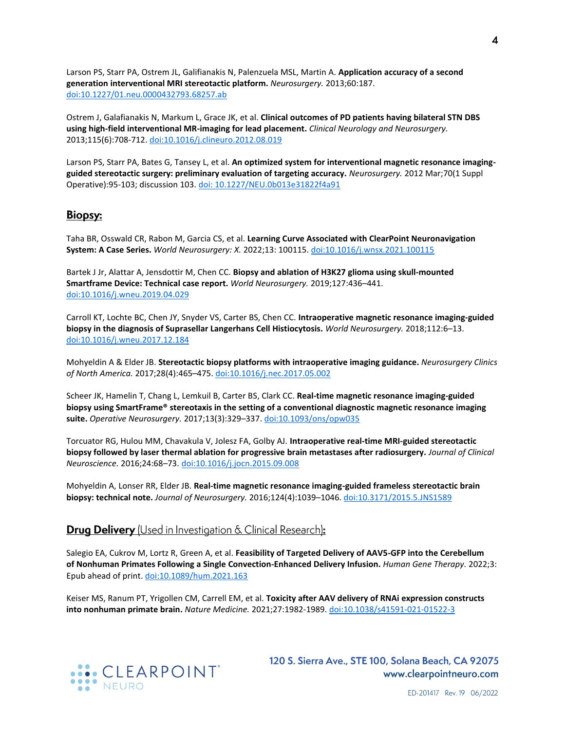Larson PS, Starr PA, Ostrem JL, Galifianakis N, Palenzuela MSL, Martin A. **Application accuracy of a second generation interventional MRI stereotactic platform.** *Neurosurgery.* 2013;60:187. doi:10.1227/01.neu.0000432793.68257.ab

Ostrem J, Galafianakis N, Markum L, Grace JK, et al. **Clinical outcomes of PD patients having bilateral STN DBS using high-field interventional MR-imaging for lead placement.** *Clinical Neurology and Neurosurgery.* 2013;115(6):708-712. doi:10.1016/j.clineuro.2012.08.019

Larson PS, Starr PA, Bates G, Tansey L, et al. **An optimized system for interventional magnetic resonance imaging-guided stereotactic surgery: preliminary evaluation of targeting accuracy.** *Neurosurgery.* 2012 Mar;70(1 Suppl Operative):95-103; discussion 103. doi: 10.1227/NEU.0b013e31822f4a91

## Biopsy:

Taha BR, Osswald CR, Rabon M, Garcia CS, et al. **Learning Curve Associated with ClearPoint Neuronavigation System: A Case Series.** *World Neurosurgery: X.* 2022;13: 100115. doi:10.1016/j.wnsx.2021.100115

Bartek J Jr, Alattar A, Jensdottir M, Chen CC. **Biopsy and ablation of H3K27 glioma using skull-mounted Smartframe Device: Technical case report.** *World Neurosurgery.* 2019;127:436–441. doi:10.1016/j.wneu.2019.04.029

Carroll KT, Lochte BC, Chen JY, Snyder VS, Carter BS, Chen CC. **Intraoperative magnetic resonance imaging-guided biopsy in the diagnosis of Suprasellar Langerhans Cell Histiocytosis.** *World Neurosurgery.* 2018;112:6–13. doi:10.1016/j.wneu.2017.12.184

Mohyeldin A & Elder JB. **Stereotactic biopsy platforms with intraoperative imaging guidance.** *Neurosurgery Clinics of North America.* 2017;28(4):465–475. doi:10.1016/j.nec.2017.05.002

Scheer JK, Hamelin T, Chang L, Lemkuil B, Carter BS, Clark CC. **Real-time magnetic resonance imaging-guided biopsy using SmartFrame® stereotaxis in the setting of a conventional diagnostic magnetic resonance imaging suite.** *Operative Neurosurgery.* 2017;13(3):329–337. doi:10.1093/ons/opw035

Torcuator RG, Hulou MM, Chavakula V, Jolesz FA, Golby AJ. **Intraoperative real-time MRI-guided stereotactic biopsy followed by laser thermal ablation for progressive brain metastases after radiosurgery.** *Journal of Clinical Neuroscience.* 2016;24:68–73. doi:10.1016/j.jocn.2015.09.008

Mohyeldin A, Lonser RR, Elder JB. **Real-time magnetic resonance imaging-guided frameless stereotactic brain biopsy: technical note.** *Journal of Neurosurgery.* 2016;124(4):1039–1046. doi:10.3171/2015.5.JNS1589

## Drug Delivery (Used in Investigation & Clinical Research):

Salegio EA, Cukrov M, Lortz R, Green A, et al. **Feasibility of Targeted Delivery of AAV5-GFP into the Cerebellum of Nonhuman Primates Following a Single Convection-Enhanced Delivery Infusion.** *Human Gene Therapy.* 2022;3: Epub ahead of print. doi:10.1089/hum.2021.163

Keiser MS, Ranum PT, Yrigollen CM, Carrell EM, et al. **Toxicity after AAV delivery of RNAi expression constructs into nonhuman primate brain.** *Nature Medicine.* 2021;27:1982-1989. doi:10.1038/s41591-021-01522-3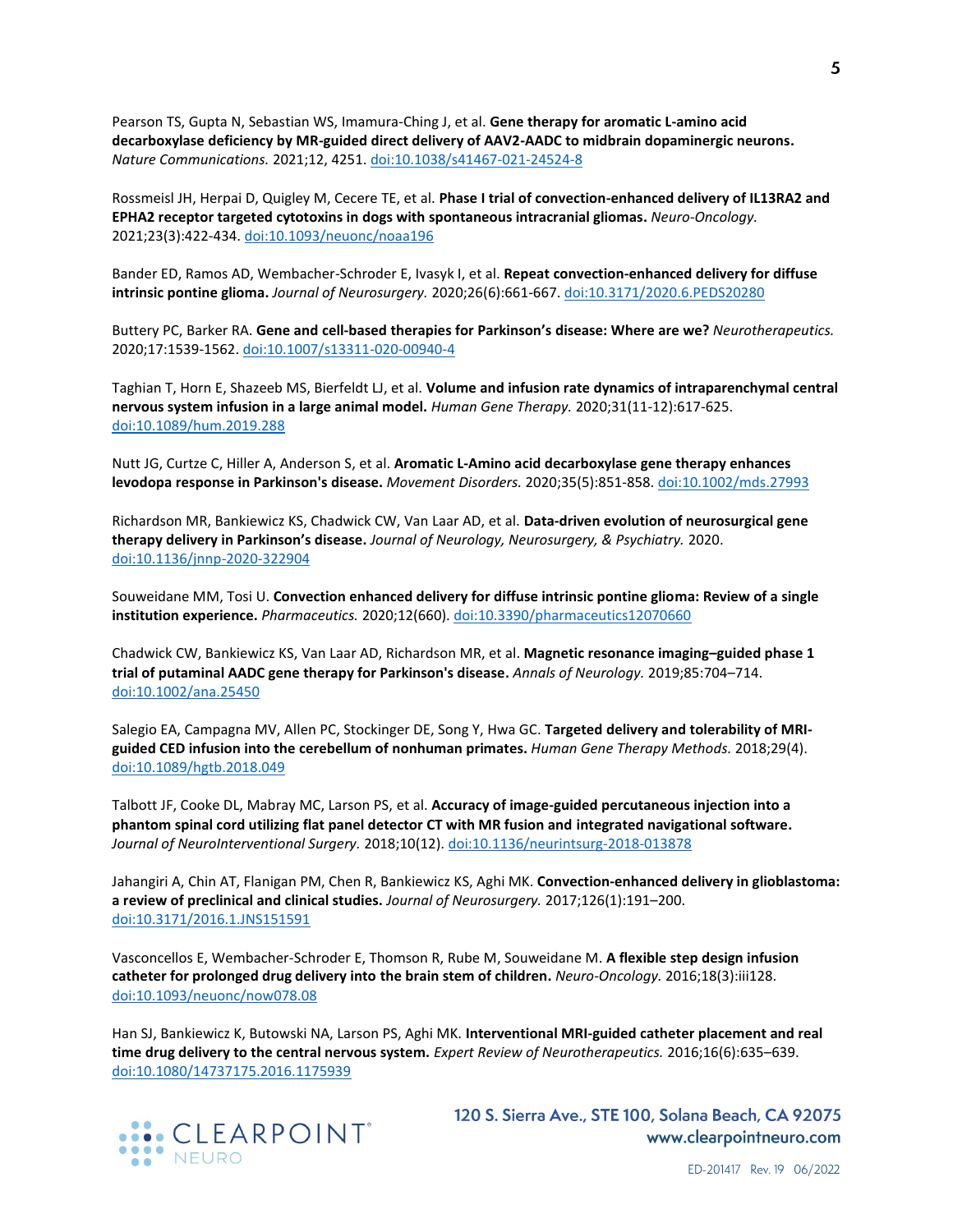Pearson TS, Gupta N, Sebastian WS, Imamura-Ching J, et al. **Gene therapy for aromatic L-amino acid decarboxylase deficiency by MR-guided direct delivery of AAV2-AADC to midbrain dopaminergic neurons.** *Nature Communications.* 2021;12, 4251. doi:10.1038/s41467-021-24524-8

Rossmeisl JH, Herpai D, Quigley M, Cecere TE, et al. **Phase I trial of convection-enhanced delivery of IL13RA2 and EPHA2 receptor targeted cytotoxins in dogs with spontaneous intracranial gliomas.** *Neuro-Oncology.* 2021;23(3):422-434. doi:10.1093/neuonc/noaa196

Bander ED, Ramos AD, Wembacher-Schroder E, Ivasyk I, et al. **Repeat convection-enhanced delivery for diffuse intrinsic pontine glioma.** *Journal of Neurosurgery.* 2020;26(6):661-667. doi:10.3171/2020.6.PEDS20280

Buttery PC, Barker RA. **Gene and cell-based therapies for Parkinson's disease: Where are we?** *Neurotherapeutics.* 2020;17:1539-1562. doi:10.1007/s13311-020-00940-4

Taghian T, Horn E, Shazeeb MS, Bierfeldt LJ, et al. **Volume and infusion rate dynamics of intraparenchymal central nervous system infusion in a large animal model.** *Human Gene Therapy.* 2020;31(11-12):617-625. doi:10.1089/hum.2019.288

Nutt JG, Curtze C, Hiller A, Anderson S, et al. **Aromatic L-Amino acid decarboxylase gene therapy enhances levodopa response in Parkinson's disease.** *Movement Disorders.* 2020;35(5):851-858. doi:10.1002/mds.27993

Richardson MR, Bankiewicz KS, Chadwick CW, Van Laar AD, et al. **Data-driven evolution of neurosurgical gene therapy delivery in Parkinson's disease.** *Journal of Neurology, Neurosurgery, & Psychiatry.* 2020. doi:10.1136/jnnp-2020-322904

Souweidane MM, Tosi U. **Convection enhanced delivery for diffuse intrinsic pontine glioma: Review of a single institution experience.** *Pharmaceutics.* 2020;12(660). doi:10.3390/pharmaceutics12070660

Chadwick CW, Bankiewicz KS, Van Laar AD, Richardson MR, et al. **Magnetic resonance imaging–guided phase 1 trial of putaminal AADC gene therapy for Parkinson's disease.** *Annals of Neurology.* 2019;85:704–714. doi:10.1002/ana.25450

Salegio EA, Campagna MV, Allen PC, Stockinger DE, Song Y, Hwa GC. **Targeted delivery and tolerability of MRI-guided CED infusion into the cerebellum of nonhuman primates.** *Human Gene Therapy Methods.* 2018;29(4). doi:10.1089/hgtb.2018.049

Talbott JF, Cooke DL, Mabray MC, Larson PS, et al. **Accuracy of image-guided percutaneous injection into a phantom spinal cord utilizing flat panel detector CT with MR fusion and integrated navigational software.** *Journal of NeuroInterventional Surgery.* 2018;10(12). doi:10.1136/neurintsurg-2018-013878

Jahangiri A, Chin AT, Flanigan PM, Chen R, Bankiewicz KS, Aghi MK. **Convection-enhanced delivery in glioblastoma: a review of preclinical and clinical studies.** *Journal of Neurosurgery.* 2017;126(1):191–200. doi:10.3171/2016.1.JNS151591

Vasconcellos E, Wembacher-Schroder E, Thomson R, Rube M, Souweidane M. **A flexible step design infusion catheter for prolonged drug delivery into the brain stem of children.** *Neuro-Oncology.* 2016;18(3):iii128. doi:10.1093/neuonc/now078.08

Han SJ, Bankiewicz K, Butowski NA, Larson PS, Aghi MK. **Interventional MRI-guided catheter placement and real time drug delivery to the central nervous system.** *Expert Review of Neurotherapeutics.* 2016;16(6):635–639. doi:10.1080/14737175.2016.1175939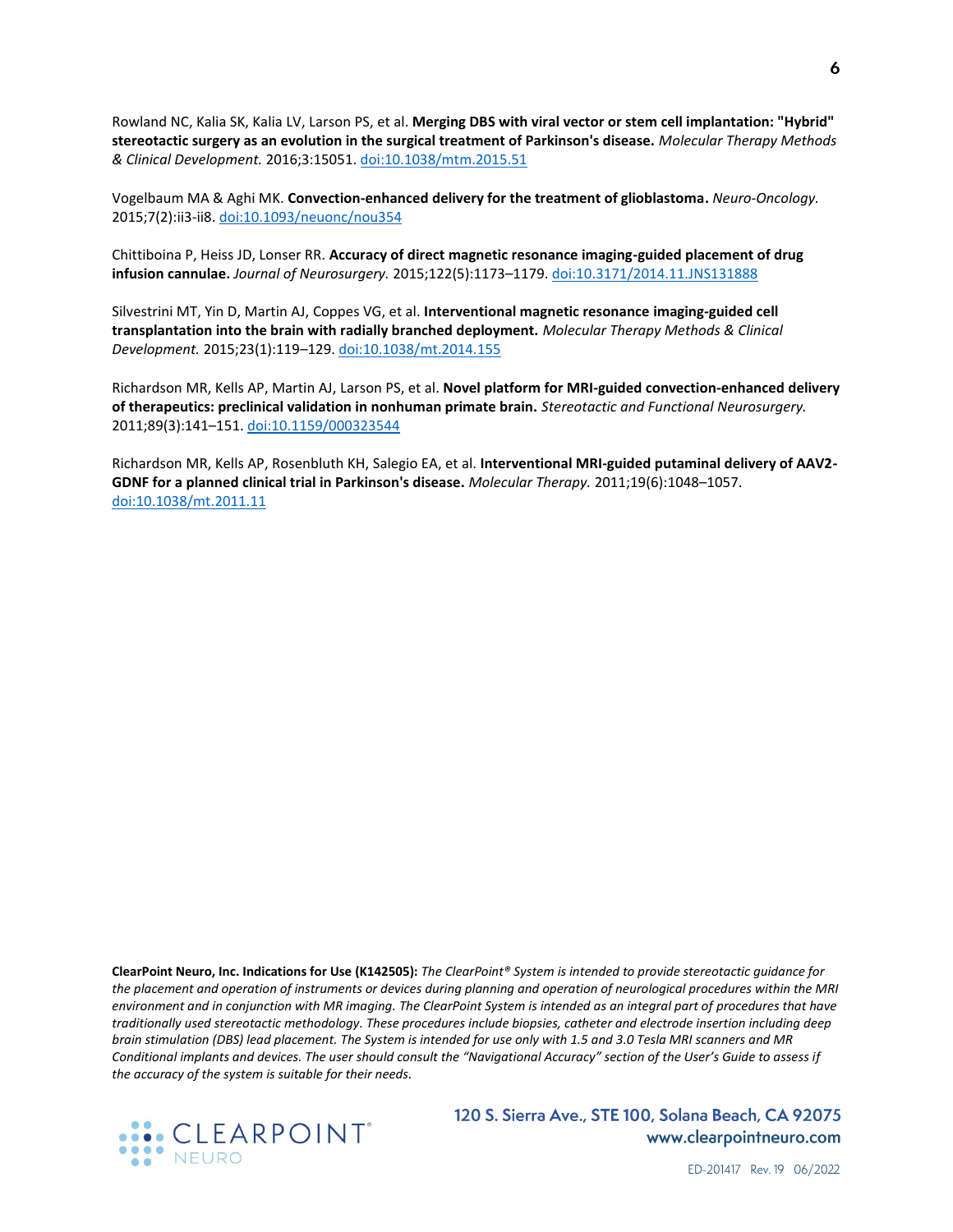Rowland NC, Kalia SK, Kalia LV, Larson PS, et al. **Merging DBS with viral vector or stem cell implantation: "Hybrid" stereotactic surgery as an evolution in the surgical treatment of Parkinson's disease.** *Molecular Therapy Methods & Clinical Development.* 2016;3:15051. doi:10.1038/mtm.2015.51

Vogelbaum MA & Aghi MK. **Convection-enhanced delivery for the treatment of glioblastoma.** *Neuro-Oncology.* 2015;7(2):ii3-ii8. doi:10.1093/neuonc/nou354

Chittiboina P, Heiss JD, Lonser RR. **Accuracy of direct magnetic resonance imaging-guided placement of drug infusion cannulae.** *Journal of Neurosurgery.* 2015;122(5):1173–1179. doi:10.3171/2014.11.JNS131888

Silvestrini MT, Yin D, Martin AJ, Coppes VG, et al. **Interventional magnetic resonance imaging-guided cell transplantation into the brain with radially branched deployment.** *Molecular Therapy Methods & Clinical Development.* 2015;23(1):119–129. doi:10.1038/mt.2014.155

Richardson MR, Kells AP, Martin AJ, Larson PS, et al. **Novel platform for MRI-guided convection-enhanced delivery of therapeutics: preclinical validation in nonhuman primate brain.** *Stereotactic and Functional Neurosurgery.* 2011;89(3):141–151. doi:10.1159/000323544

Richardson MR, Kells AP, Rosenbluth KH, Salegio EA, et al. **Interventional MRI-guided putaminal delivery of AAV2-GDNF for a planned clinical trial in Parkinson's disease.** *Molecular Therapy.* 2011;19(6):1048–1057. doi:10.1038/mt.2011.11

**ClearPoint Neuro, Inc. Indications for Use (K142505):** *The ClearPoint® System is intended to provide stereotactic guidance for the placement and operation of instruments or devices during planning and operation of neurological procedures within the MRI environment and in conjunction with MR imaging. The ClearPoint System is intended as an integral part of procedures that have traditionally used stereotactic methodology. These procedures include biopsies, catheter and electrode insertion including deep brain stimulation (DBS) lead placement. The System is intended for use only with 1.5 and 3.0 Tesla MRI scanners and MR Conditional implants and devices. The user should consult the "Navigational Accuracy" section of the User's Guide to assess if the accuracy of the system is suitable for their needs.*

CLEARPOINT® NEURO

120 S. Sierra Ave., STE 100, Solana Beach, CA 92075
www.clearpointneuro.com

ED-201417 Rev. 19 06/2022